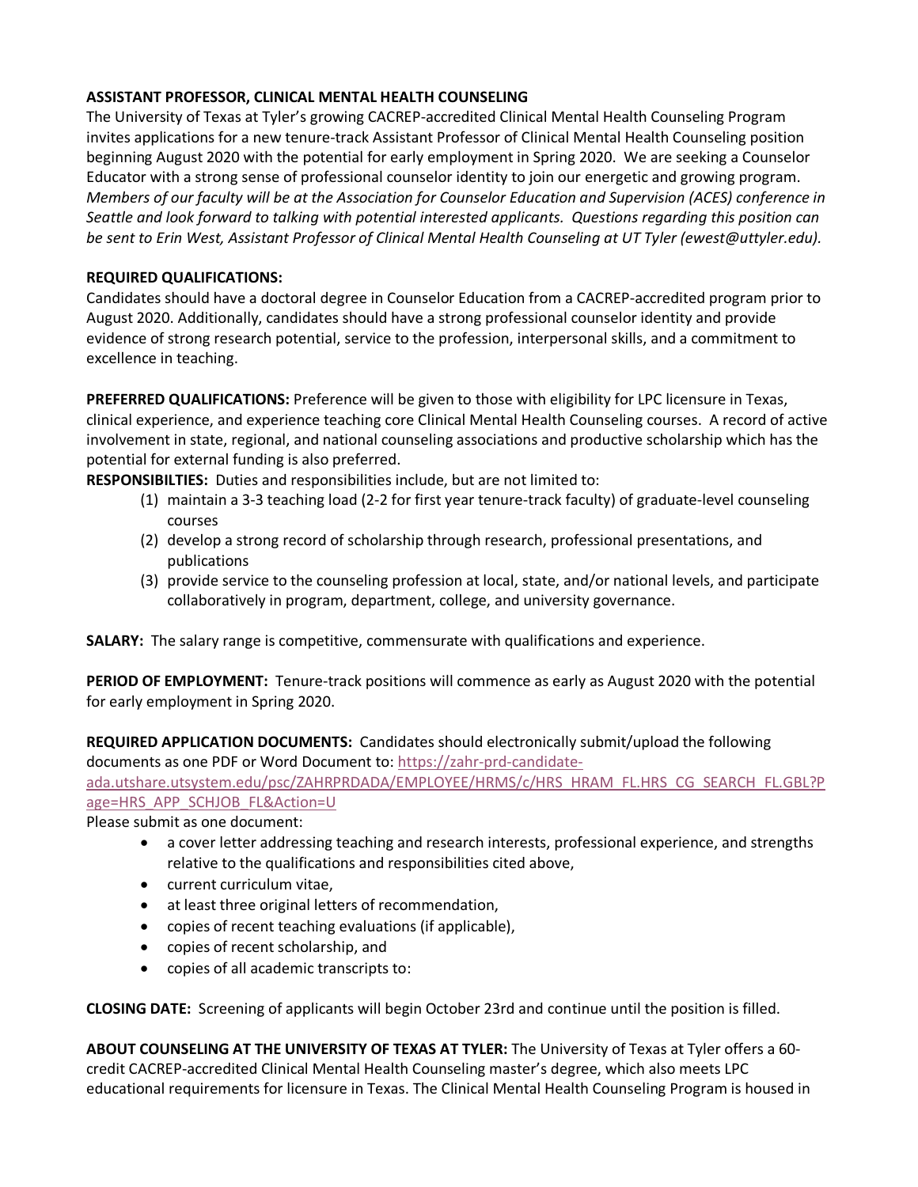**ASSISTANT PROFESSOR, CLINICAL MENTAL HEALTH COUNSELING**

The University of Texas at Tyler's growing CACREP-accredited Clinical Mental Health Counseling Program invites applications for a new tenure-track Assistant Professor of Clinical Mental Health Counseling position beginning August 2020 with the potential for early employment in Spring 2020. We are seeking a Counselor Educator with a strong sense of professional counselor identity to join our energetic and growing program. *Members of our faculty will be at the Association for Counselor Education and Supervision (ACES) conference in Seattle and look forward to talking with potential interested applicants. Questions regarding this position can be sent to Erin West, Assistant Professor of Clinical Mental Health Counseling at UT Tyler (ewest@uttyler.edu).*

**REQUIRED QUALIFICATIONS:**

Candidates should have a doctoral degree in Counselor Education from a CACREP-accredited program prior to August 2020. Additionally, candidates should have a strong professional counselor identity and provide evidence of strong research potential, service to the profession, interpersonal skills, and a commitment to excellence in teaching.

**PREFERRED QUALIFICATIONS:** Preference will be given to those with eligibility for LPC licensure in Texas, clinical experience, and experience teaching core Clinical Mental Health Counseling courses. A record of active involvement in state, regional, and national counseling associations and productive scholarship which has the potential for external funding is also preferred.

**RESPONSIBILTIES:** Duties and responsibilities include, but are not limited to:

(1) maintain a 3-3 teaching load (2-2 for first year tenure-track faculty) of graduate-level counseling courses
(2) develop a strong record of scholarship through research, professional presentations, and publications
(3) provide service to the counseling profession at local, state, and/or national levels, and participate collaboratively in program, department, college, and university governance.

**SALARY:** The salary range is competitive, commensurate with qualifications and experience.

**PERIOD OF EMPLOYMENT:** Tenure-track positions will commence as early as August 2020 with the potential for early employment in Spring 2020.

**REQUIRED APPLICATION DOCUMENTS:** Candidates should electronically submit/upload the following documents as one PDF or Word Document to: https://zahr-prd-candidate-ada.utshare.utsystem.edu/psc/ZAHRPRDADA/EMPLOYEE/HRMS/c/HRS_HRAM_FL.HRS_CG_SEARCH_FL.GBL?Page=HRS_APP_SCHJOB_FL&Action=U

Please submit as one document:

- a cover letter addressing teaching and research interests, professional experience, and strengths relative to the qualifications and responsibilities cited above,
- current curriculum vitae,
- at least three original letters of recommendation,
- copies of recent teaching evaluations (if applicable),
- copies of recent scholarship, and
- copies of all academic transcripts to:

**CLOSING DATE:** Screening of applicants will begin October 23rd and continue until the position is filled.

**ABOUT COUNSELING AT THE UNIVERSITY OF TEXAS AT TYLER:** The University of Texas at Tyler offers a 60-credit CACREP-accredited Clinical Mental Health Counseling master's degree, which also meets LPC educational requirements for licensure in Texas. The Clinical Mental Health Counseling Program is housed in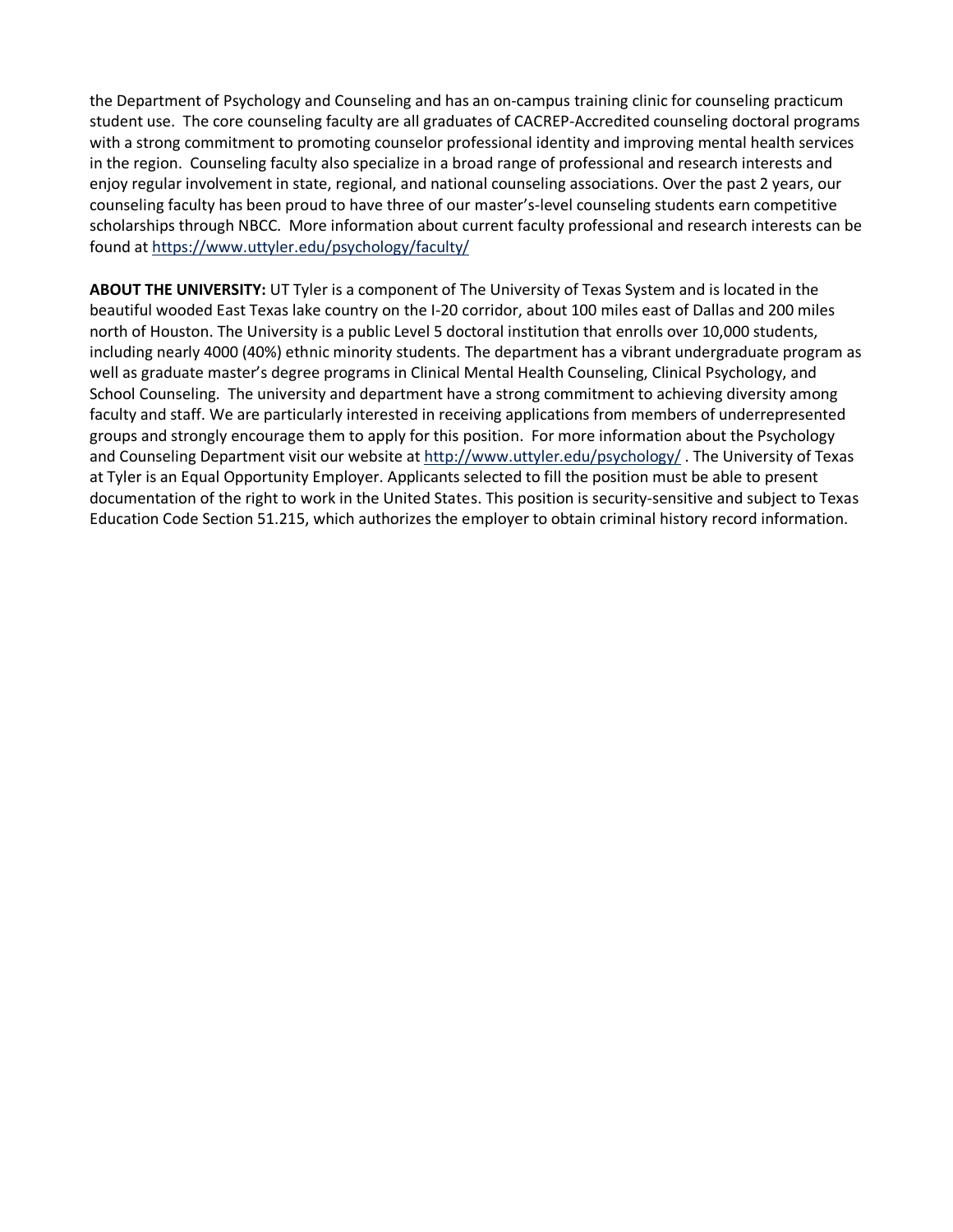the Department of Psychology and Counseling and has an on-campus training clinic for counseling practicum student use. The core counseling faculty are all graduates of CACREP-Accredited counseling doctoral programs with a strong commitment to promoting counselor professional identity and improving mental health services in the region. Counseling faculty also specialize in a broad range of professional and research interests and enjoy regular involvement in state, regional, and national counseling associations. Over the past 2 years, our counseling faculty has been proud to have three of our master's-level counseling students earn competitive scholarships through NBCC. More information about current faculty professional and research interests can be found at https://www.uttyler.edu/psychology/faculty/

**ABOUT THE UNIVERSITY:** UT Tyler is a component of The University of Texas System and is located in the beautiful wooded East Texas lake country on the I-20 corridor, about 100 miles east of Dallas and 200 miles north of Houston. The University is a public Level 5 doctoral institution that enrolls over 10,000 students, including nearly 4000 (40%) ethnic minority students. The department has a vibrant undergraduate program as well as graduate master's degree programs in Clinical Mental Health Counseling, Clinical Psychology, and School Counseling. The university and department have a strong commitment to achieving diversity among faculty and staff. We are particularly interested in receiving applications from members of underrepresented groups and strongly encourage them to apply for this position. For more information about the Psychology and Counseling Department visit our website at http://www.uttyler.edu/psychology/ . The University of Texas at Tyler is an Equal Opportunity Employer. Applicants selected to fill the position must be able to present documentation of the right to work in the United States. This position is security-sensitive and subject to Texas Education Code Section 51.215, which authorizes the employer to obtain criminal history record information.